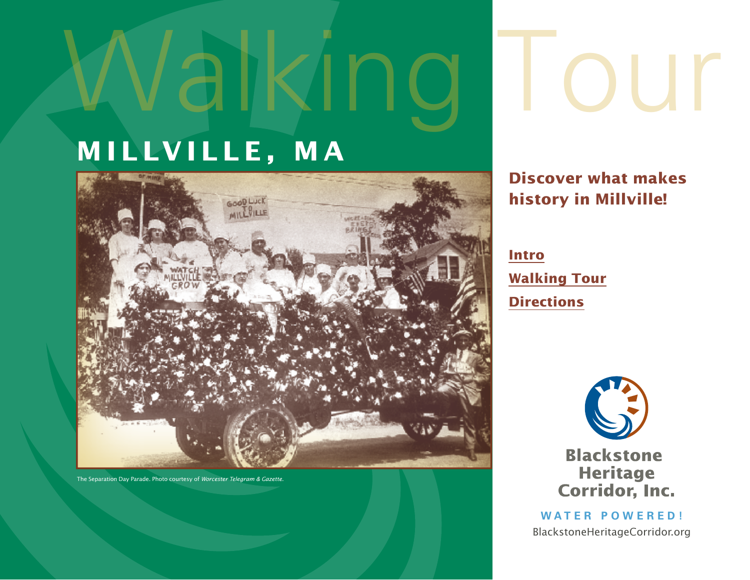# Walking Tour

## MILLVILLE, MA

The Separation Day Parade. Photo courtesy of *Worcester Telegram & Gazette*.

**Discover what makes history in Millville!**

**Intro**

**Walking Tour**

**Directions**

**Blackstone Heritage Corridor, Inc.**

**WATER POWERED!**

BlackstoneHeritageCorridor.org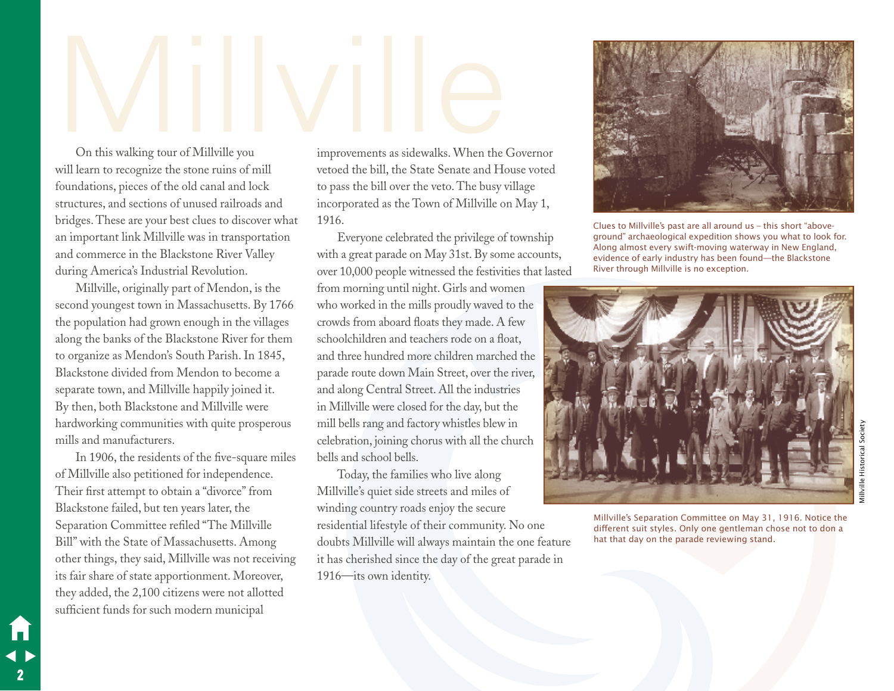# Millville

On this walking tour of Millville you will learn to recognize the stone ruins of mill foundations, pieces of the old canal and lock structures, and sections of unused railroads and bridges. These are your best clues to discover what an important link Millville was in transportation and commerce in the Blackstone River Valley during America's Industrial Revolution.

Millville, originally part of Mendon, is the second youngest town in Massachusetts. By 1766 the population had grown enough in the villages along the banks of the Blackstone River for them to organize as Mendon's South Parish. In 1845, Blackstone divided from Mendon to become a separate town, and Millville happily joined it. By then, both Blackstone and Millville were hardworking communities with quite prosperous mills and manufacturers.

In 1906, the residents of the five-square miles of Millville also petitioned for independence. Their first attempt to obtain a "divorce" from Blackstone failed, but ten years later, the Separation Committee refiled "The Millville Bill" with the State of Massachusetts. Among other things, they said, Millville was not receiving its fair share of state apportionment. Moreover, they added, the 2,100 citizens were not allotted sufficient funds for such modern municipal improvements as sidewalks. When the Governor vetoed the bill, the State Senate and House voted to pass the bill over the veto. The busy village incorporated as the Town of Millville on May 1, 1916.

Everyone celebrated the privilege of township with a great parade on May 31st. By some accounts, over 10,000 people witnessed the festivities that lasted from morning until night. Girls and women who worked in the mills proudly waved to the crowds from aboard floats they made. A few schoolchildren and teachers rode on a float, and three hundred more children marched the parade route down Main Street, over the river, and along Central Street. All the industries in Millville were closed for the day, but the mill bells rang and factory whistles blew in celebration, joining chorus with all the church bells and school bells.

Today, the families who live along Millville's quiet side streets and miles of winding country roads enjoy the secure residential lifestyle of their community. No one doubts Millville will always maintain the one feature it has cherished since the day of the great parade in 1916—its own identity.

Clues to Millville's past are all around us – this short "above-ground" archaeological expedition shows you what to look for. Along almost every swift-moving waterway in New England, evidence of early industry has been found—the Blackstone River through Millville is no exception.

Millville's Separation Committee on May 31, 1916. Notice the different suit styles. Only one gentleman chose not to don a hat that day on the parade reviewing stand.

Millville Historical Society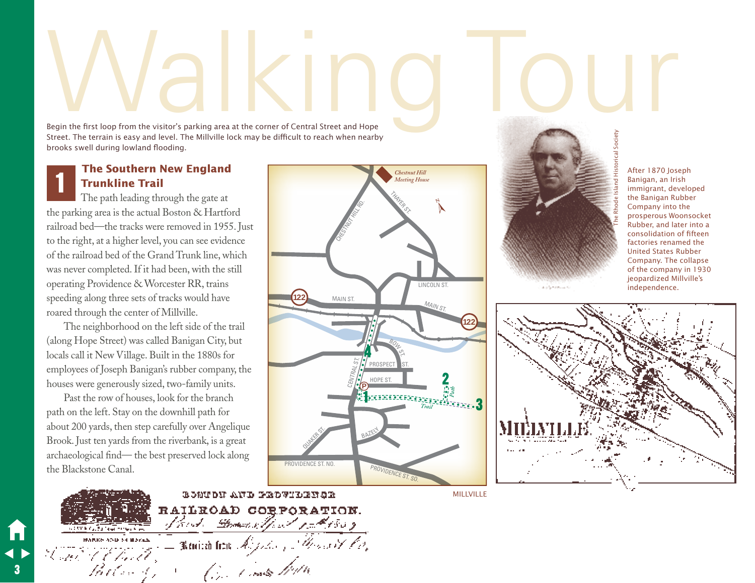# Walking Tour

Begin the first loop from the visitor's parking area at the corner of Central Street and Hope Street. The terrain is easy and level. The Millville lock may be difficult to reach when nearby brooks swell during lowland flooding.

## 1 The Southern New England Trunkline Trail

The path leading through the gate at the parking area is the actual Boston & Hartford railroad bed—the tracks were removed in 1955. Just to the right, at a higher level, you can see evidence of the railroad bed of the Grand Trunk line, which was never completed. If it had been, with the still operating Providence & Worcester RR, trains speeding along three sets of tracks would have roared through the center of Millville.

The neighborhood on the left side of the trail (along Hope Street) was called Banigan City, but locals call it New Village. Built in the 1880s for employees of Joseph Banigan's rubber company, the houses were generously sized, two-family units.

Past the row of houses, look for the branch path on the left. Stay on the downhill path for about 200 yards, then step carefully over Angelique Brook. Just ten yards from the riverbank, is a great archaeological find— the best preserved lock along the Blackstone Canal.

MILLVILLE

The Rhode Island Historical Society

After 1870 Joseph Banigan, an Irish immigrant, developed the Banigan Rubber Company into the prosperous Woonsocket Rubber, and later into a consolidation of fifteen factories renamed the United States Rubber Company. The collapse of the company in 1930 jeopardized Millville's independence.

BOSTON AND PROVIDENCE RAILROAD CORPORATION.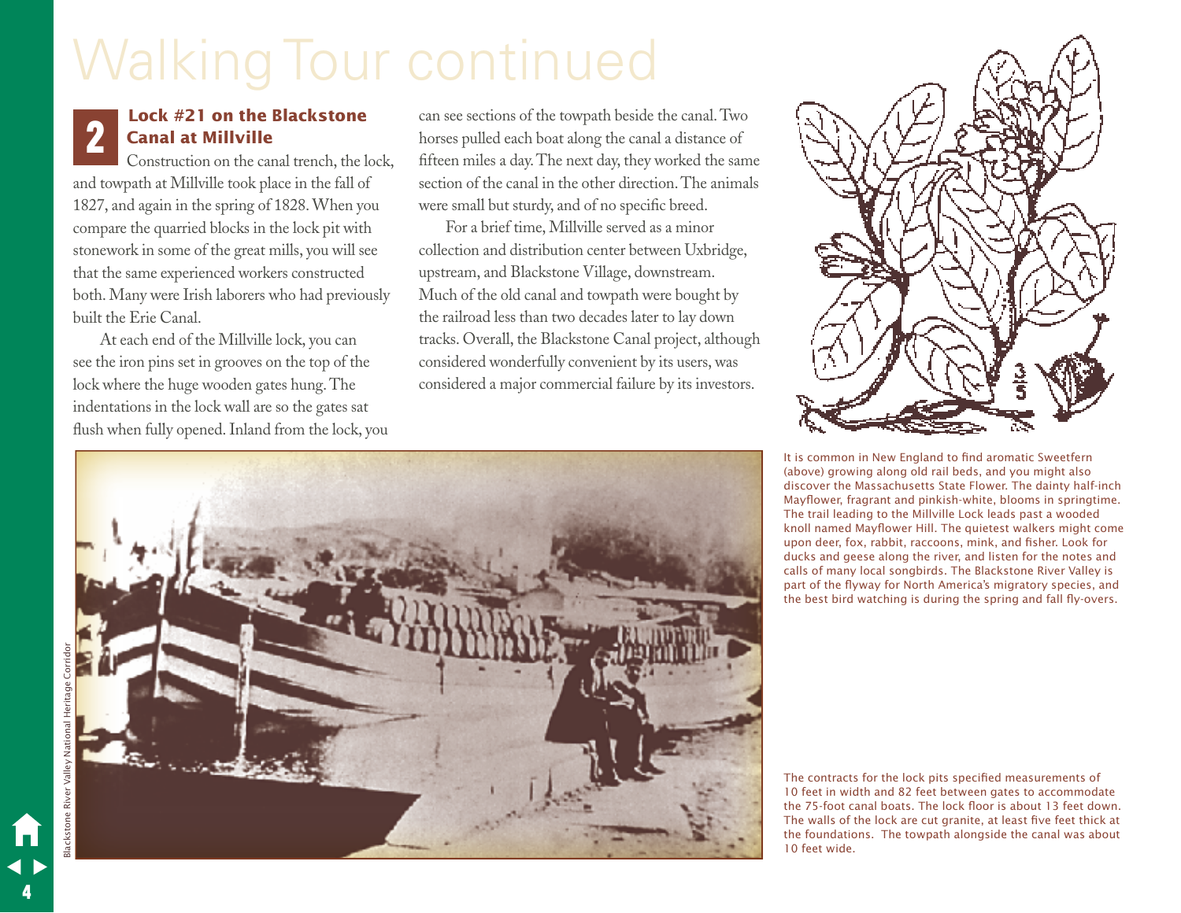# Walking Tour continued

## 2 Lock #21 on the Blackstone Canal at Millville

Construction on the canal trench, the lock, and towpath at Millville took place in the fall of 1827, and again in the spring of 1828. When you compare the quarried blocks in the lock pit with stonework in some of the great mills, you will see that the same experienced workers constructed both. Many were Irish laborers who had previously built the Erie Canal.

At each end of the Millville lock, you can see the iron pins set in grooves on the top of the lock where the huge wooden gates hung. The indentations in the lock wall are so the gates sat flush when fully opened. Inland from the lock, you can see sections of the towpath beside the canal. Two horses pulled each boat along the canal a distance of fifteen miles a day. The next day, they worked the same section of the canal in the other direction. The animals were small but sturdy, and of no specific breed.

For a brief time, Millville served as a minor collection and distribution center between Uxbridge, upstream, and Blackstone Village, downstream. Much of the old canal and towpath were bought by the railroad less than two decades later to lay down tracks. Overall, the Blackstone Canal project, although considered wonderfully convenient by its users, was considered a major commercial failure by its investors.

It is common in New England to find aromatic Sweetfern (above) growing along old rail beds, and you might also discover the Massachusetts State Flower. The dainty half-inch Mayflower, fragrant and pinkish-white, blooms in springtime. The trail leading to the Millville Lock leads past a wooded knoll named Mayflower Hill. The quietest walkers might come upon deer, fox, rabbit, raccoons, mink, and fisher. Look for ducks and geese along the river, and listen for the notes and calls of many local songbirds. The Blackstone River Valley is part of the flyway for North America's migratory species, and the best bird watching is during the spring and fall fly-overs.

Blackstone River Valley National Heritage Corridor

The contracts for the lock pits specified measurements of 10 feet in width and 82 feet between gates to accommodate the 75-foot canal boats. The lock floor is about 13 feet down. The walls of the lock are cut granite, at least five feet thick at the foundations. The towpath alongside the canal was about 10 feet wide.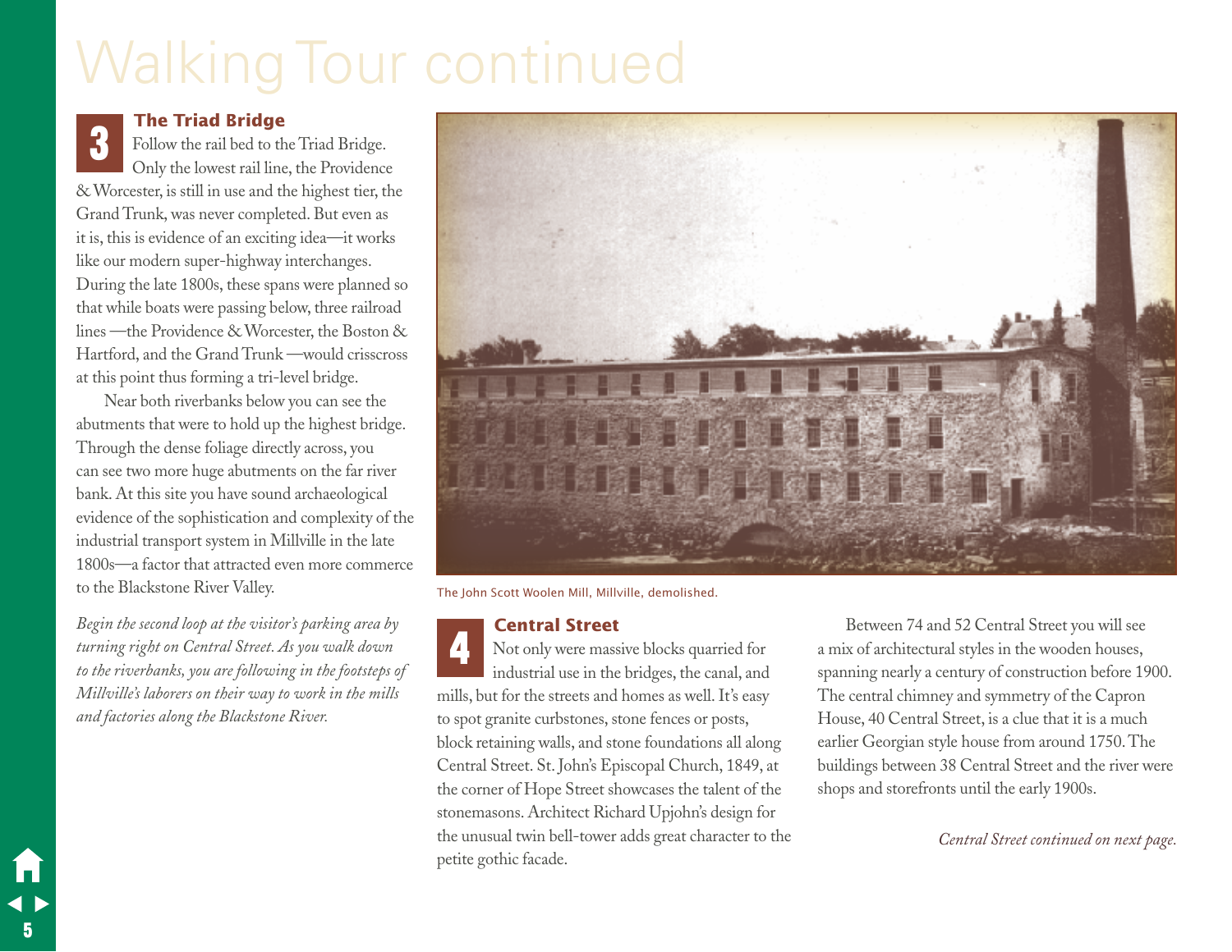# Walking Tour continued

## 3 The Triad Bridge

Follow the rail bed to the Triad Bridge. Only the lowest rail line, the Providence & Worcester, is still in use and the highest tier, the Grand Trunk, was never completed. But even as it is, this is evidence of an exciting idea—it works like our modern super-highway interchanges. During the late 1800s, these spans were planned so that while boats were passing below, three railroad lines —the Providence & Worcester, the Boston & Hartford, and the Grand Trunk —would crisscross at this point thus forming a tri-level bridge.

Near both riverbanks below you can see the abutments that were to hold up the highest bridge. Through the dense foliage directly across, you can see two more huge abutments on the far river bank. At this site you have sound archaeological evidence of the sophistication and complexity of the industrial transport system in Millville in the late 1800s—a factor that attracted even more commerce to the Blackstone River Valley.

*Begin the second loop at the visitor's parking area by turning right on Central Street. As you walk down to the riverbanks, you are following in the footsteps of Millville's laborers on their way to work in the mills and factories along the Blackstone River.*

The John Scott Woolen Mill, Millville, demolished.

## 4 Central Street

Not only were massive blocks quarried for industrial use in the bridges, the canal, and mills, but for the streets and homes as well. It's easy to spot granite curbstones, stone fences or posts, block retaining walls, and stone foundations all along Central Street. St. John's Episcopal Church, 1849, at the corner of Hope Street showcases the talent of the stonemasons. Architect Richard Upjohn's design for the unusual twin bell-tower adds great character to the petite gothic facade.

Between 74 and 52 Central Street you will see a mix of architectural styles in the wooden houses, spanning nearly a century of construction before 1900. The central chimney and symmetry of the Capron House, 40 Central Street, is a clue that it is a much earlier Georgian style house from around 1750. The buildings between 38 Central Street and the river were shops and storefronts until the early 1900s.

*Central Street continued on next page.*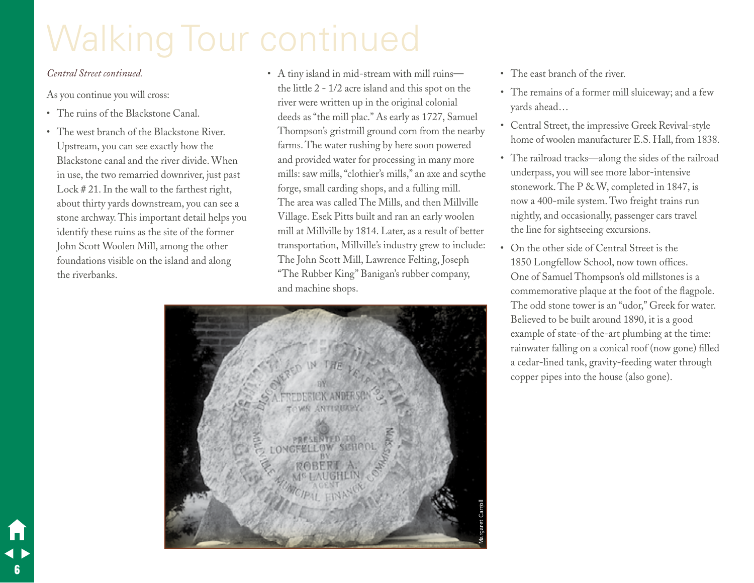# Walking Tour continued

*Central Street continued.*

As you continue you will cross:

- The ruins of the Blackstone Canal.
- The west branch of the Blackstone River. Upstream, you can see exactly how the Blackstone canal and the river divide. When in use, the two remarried downriver, just past Lock # 21. In the wall to the farthest right, about thirty yards downstream, you can see a stone archway. This important detail helps you identify these ruins as the site of the former John Scott Woolen Mill, among the other foundations visible on the island and along the riverbanks.
- A tiny island in mid-stream with mill ruins—the little 2 - 1/2 acre island and this spot on the river were written up in the original colonial deeds as "the mill plac." As early as 1727, Samuel Thompson's gristmill ground corn from the nearby farms. The water rushing by here soon powered and provided water for processing in many more mills: saw mills, "clothier's mills," an axe and scythe forge, small carding shops, and a fulling mill. The area was called The Mills, and then Millville Village. Esek Pitts built and ran an early woolen mill at Millville by 1814. Later, as a result of better transportation, Millville's industry grew to include: The John Scott Mill, Lawrence Felting, Joseph "The Rubber King" Banigan's rubber company, and machine shops.
- The east branch of the river.
- The remains of a former mill sluiceway; and a few yards ahead…
- Central Street, the impressive Greek Revival-style home of woolen manufacturer E.S. Hall, from 1838.
- The railroad tracks—along the sides of the railroad underpass, you will see more labor-intensive stonework. The P & W, completed in 1847, is now a 400-mile system. Two freight trains run nightly, and occasionally, passenger cars travel the line for sightseeing excursions.
- On the other side of Central Street is the 1850 Longfellow School, now town offices. One of Samuel Thompson's old millstones is a commemorative plaque at the foot of the flagpole. The odd stone tower is an "udor," Greek for water. Believed to be built around 1890, it is a good example of state-of the-art plumbing at the time: rainwater falling on a conical roof (now gone) filled a cedar-lined tank, gravity-feeding water through copper pipes into the house (also gone).

Margaret Carroll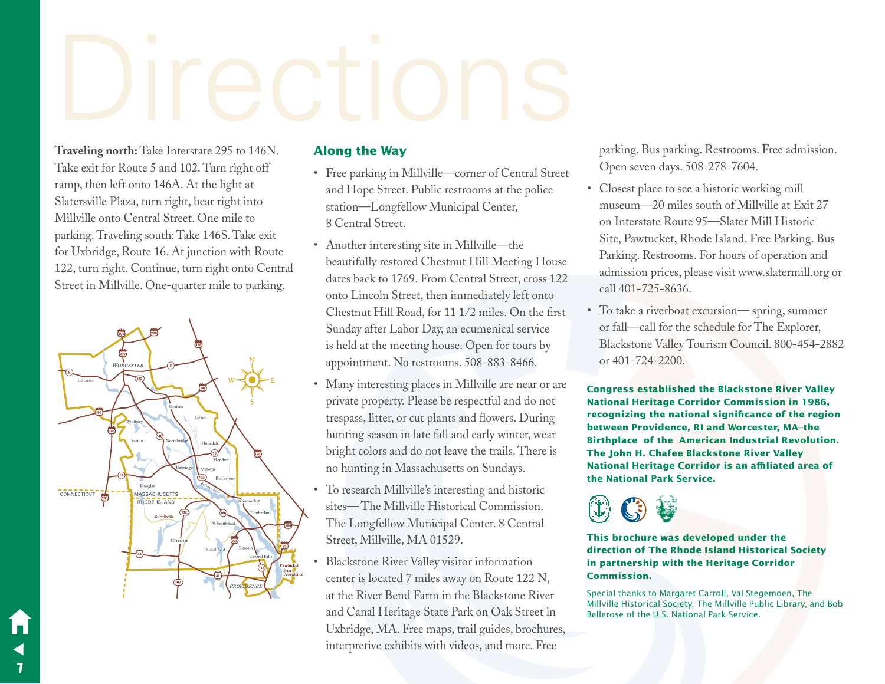# Directions

**Traveling north:** Take Interstate 295 to 146N. Take exit for Route 5 and 102. Turn right off ramp, then left onto 146A. At the light at Slatersville Plaza, turn right, bear right into Millville onto Central Street. One mile to parking. Traveling south: Take 146S. Take exit for Uxbridge, Route 16. At junction with Route 122, turn right. Continue, turn right onto Central Street in Millville. One-quarter mile to parking.

## Along the Way

- Free parking in Millville—corner of Central Street and Hope Street. Public restrooms at the police station—Longfellow Municipal Center, 8 Central Street.
- Another interesting site in Millville—the beautifully restored Chestnut Hill Meeting House dates back to 1769. From Central Street, cross 122 onto Lincoln Street, then immediately left onto Chestnut Hill Road, for 11 1/2 miles. On the first Sunday after Labor Day, an ecumenical service is held at the meeting house. Open for tours by appointment. No restrooms. 508-883-8466.
- Many interesting places in Millville are near or are private property. Please be respectful and do not trespass, litter, or cut plants and flowers. During hunting season in late fall and early winter, wear bright colors and do not leave the trails. There is no hunting in Massachusetts on Sundays.
- To research Millville's interesting and historic sites—The Millville Historical Commission. The Longfellow Municipal Center. 8 Central Street, Millville, MA 01529.
- Blackstone River Valley visitor information center is located 7 miles away on Route 122 N, at the River Bend Farm in the Blackstone River and Canal Heritage State Park on Oak Street in Uxbridge, MA. Free maps, trail guides, brochures, interpretive exhibits with videos, and more. Free parking. Bus parking. Restrooms. Free admission. Open seven days. 508-278-7604.
- Closest place to see a historic working mill museum—20 miles south of Millville at Exit 27 on Interstate Route 95—Slater Mill Historic Site, Pawtucket, Rhode Island. Free Parking. Bus Parking. Restrooms. For hours of operation and admission prices, please visit www.slatermill.org or call 401-725-8636.
- To take a riverboat excursion— spring, summer or fall—call for the schedule for The Explorer, Blackstone Valley Tourism Council. 800-454-2882 or 401-724-2200.

**Congress established the Blackstone River Valley National Heritage Corridor Commission in 1986, recognizing the national significance of the region between Providence, RI and Worcester, MA–the Birthplace of the American Industrial Revolution. The John H. Chafee Blackstone River Valley National Heritage Corridor is an affiliated area of the National Park Service.**

**This brochure was developed under the direction of The Rhode Island Historical Society in partnership with the Heritage Corridor Commission.**

Special thanks to Margaret Carroll, Val Stegemoen, The Millville Historical Society, The Millville Public Library, and Bob Bellerose of the U.S. National Park Service.